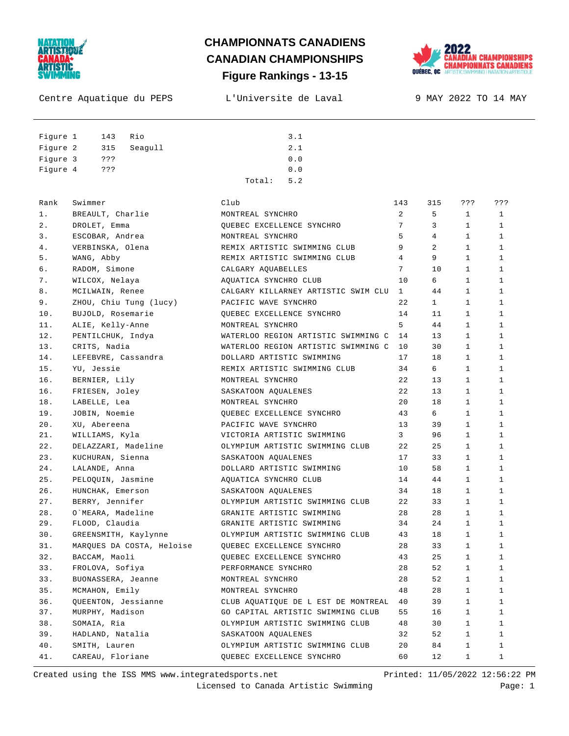# CHAMPIONNATS CANADIENS
# CANADIAN CHAMPIONSHIPS
## Figure Rankings - 13-15

Centre Aquatique du PEPS | L'Universite de Laval | 9 MAY 2022 TO 14 MAY

| | | | |
|---|---|---|---|
| Figure 1 | 143 | Rio | 3.1 |
| Figure 2 | 315 | Seagull | 2.1 |
| Figure 3 | ??? | | 0.0 |
| Figure 4 | ??? | | 0.0 |
| | | Total: | 5.2 |

| Rank | Swimmer | Club | 143 | 315 | ??? | ??? |
|---|---|---|---|---|---|---|
| 1. | BREAULT, Charlie | MONTREAL SYNCHRO | 2 | 5 | 1 | 1 |
| 2. | DROLET, Emma | QUEBEC EXCELLENCE SYNCHRO | 7 | 3 | 1 | 1 |
| 3. | ESCOBAR, Andrea | MONTREAL SYNCHRO | 5 | 4 | 1 | 1 |
| 4. | VERBINSKA, Olena | REMIX ARTISTIC SWIMMING CLUB | 9 | 2 | 1 | 1 |
| 5. | WANG, Abby | REMIX ARTISTIC SWIMMING CLUB | 4 | 9 | 1 | 1 |
| 6. | RADOM, Simone | CALGARY AQUABELLES | 7 | 10 | 1 | 1 |
| 7. | WILCOX, Nelaya | AQUATICA SYNCHRO CLUB | 10 | 6 | 1 | 1 |
| 8. | MCILWAIN, Renee | CALGARY KILLARNEY ARTISTIC SWIM CLU | 1 | 44 | 1 | 1 |
| 9. | ZHOU, Chiu Tung (lucy) | PACIFIC WAVE SYNCHRO | 22 | 1 | 1 | 1 |
| 10. | BUJOLD, Rosemarie | QUEBEC EXCELLENCE SYNCHRO | 14 | 11 | 1 | 1 |
| 11. | ALIE, Kelly-Anne | MONTREAL SYNCHRO | 5 | 44 | 1 | 1 |
| 12. | PENTILCHUK, Indya | WATERLOO REGION ARTISTIC SWIMMING C | 14 | 13 | 1 | 1 |
| 13. | CRITS, Nadia | WATERLOO REGION ARTISTIC SWIMMING C | 10 | 30 | 1 | 1 |
| 14. | LEFEBVRE, Cassandra | DOLLARD ARTISTIC SWIMMING | 17 | 18 | 1 | 1 |
| 15. | YU, Jessie | REMIX ARTISTIC SWIMMING CLUB | 34 | 6 | 1 | 1 |
| 16. | BERNIER, Lily | MONTREAL SYNCHRO | 22 | 13 | 1 | 1 |
| 16. | FRIESEN, Joley | SASKATOON AQUALENES | 22 | 13 | 1 | 1 |
| 18. | LABELLE, Lea | MONTREAL SYNCHRO | 20 | 18 | 1 | 1 |
| 19. | JOBIN, Noemie | QUEBEC EXCELLENCE SYNCHRO | 43 | 6 | 1 | 1 |
| 20. | XU, Abereena | PACIFIC WAVE SYNCHRO | 13 | 39 | 1 | 1 |
| 21. | WILLIAMS, Kyla | VICTORIA ARTISTIC SWIMMING | 3 | 96 | 1 | 1 |
| 22. | DELAZZARI, Madeline | OLYMPIUM ARTISTIC SWIMMING CLUB | 22 | 25 | 1 | 1 |
| 23. | KUCHURAN, Sienna | SASKATOON AQUALENES | 17 | 33 | 1 | 1 |
| 24. | LALANDE, Anna | DOLLARD ARTISTIC SWIMMING | 10 | 58 | 1 | 1 |
| 25. | PELOQUIN, Jasmine | AQUATICA SYNCHRO CLUB | 14 | 44 | 1 | 1 |
| 26. | HUNCHAK, Emerson | SASKATOON AQUALENES | 34 | 18 | 1 | 1 |
| 27. | BERRY, Jennifer | OLYMPIUM ARTISTIC SWIMMING CLUB | 22 | 33 | 1 | 1 |
| 28. | O`MEARA, Madeline | GRANITE ARTISTIC SWIMMING | 28 | 28 | 1 | 1 |
| 29. | FLOOD, Claudia | GRANITE ARTISTIC SWIMMING | 34 | 24 | 1 | 1 |
| 30. | GREENSMITH, Kaylynne | OLYMPIUM ARTISTIC SWIMMING CLUB | 43 | 18 | 1 | 1 |
| 31. | MARQUES DA COSTA, Heloise | QUEBEC EXCELLENCE SYNCHRO | 28 | 33 | 1 | 1 |
| 32. | BACCAM, Maoli | QUEBEC EXCELLENCE SYNCHRO | 43 | 25 | 1 | 1 |
| 33. | FROLOVA, Sofiya | PERFORMANCE SYNCHRO | 28 | 52 | 1 | 1 |
| 33. | BUONASSERA, Jeanne | MONTREAL SYNCHRO | 28 | 52 | 1 | 1 |
| 35. | MCMAHON, Emily | MONTREAL SYNCHRO | 48 | 28 | 1 | 1 |
| 36. | QUEENTON, Jessianne | CLUB AQUATIQUE DE L EST DE MONTREAL | 40 | 39 | 1 | 1 |
| 37. | MURPHY, Madison | GO CAPITAL ARTISTIC SWIMMING CLUB | 55 | 16 | 1 | 1 |
| 38. | SOMAIA, Ria | OLYMPIUM ARTISTIC SWIMMING CLUB | 48 | 30 | 1 | 1 |
| 39. | HADLAND, Natalia | SASKATOON AQUALENES | 32 | 52 | 1 | 1 |
| 40. | SMITH, Lauren | OLYMPIUM ARTISTIC SWIMMING CLUB | 20 | 84 | 1 | 1 |
| 41. | CAREAU, Floriane | QUEBEC EXCELLENCE SYNCHRO | 60 | 12 | 1 | 1 |

Created using the ISS MMS www.integratedsports.net | Printed: 11/05/2022 12:56:22 PM
Licensed to Canada Artistic Swimming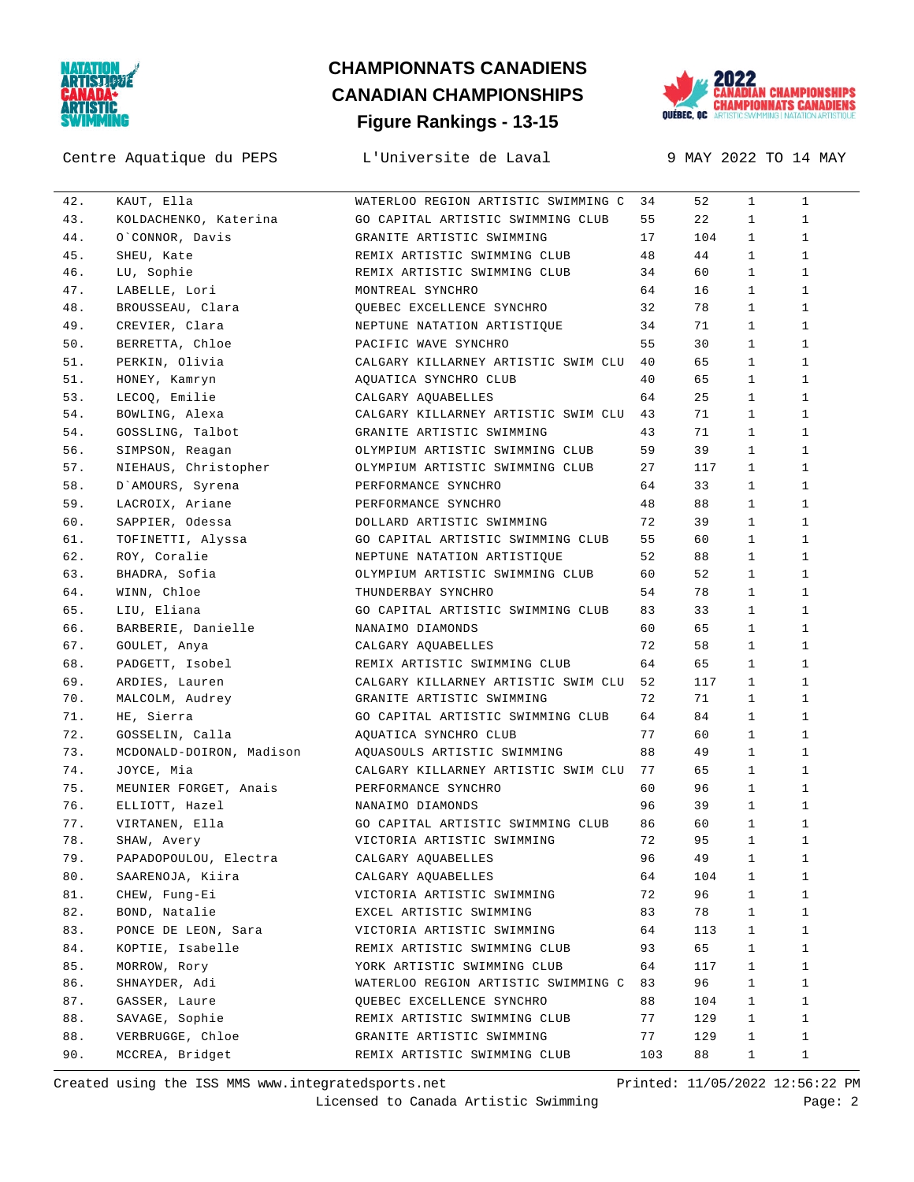# CHAMPIONNATS CANADIENS
# CANADIAN CHAMPIONSHIPS
## Figure Rankings - 13-15

Centre Aquatique du PEPS | L'Universite de Laval | 9 MAY 2022 TO 14 MAY

| | | | | | | |
|---|---|---|---|---|---|---|
| 42. | KAUT, Ella | WATERLOO REGION ARTISTIC SWIMMING C | 34 | 52 | 1 | 1 |
| 43. | KOLDACHENKO, Katerina | GO CAPITAL ARTISTIC SWIMMING CLUB | 55 | 22 | 1 | 1 |
| 44. | O`CONNOR, Davis | GRANITE ARTISTIC SWIMMING | 17 | 104 | 1 | 1 |
| 45. | SHEU, Kate | REMIX ARTISTIC SWIMMING CLUB | 48 | 44 | 1 | 1 |
| 46. | LU, Sophie | REMIX ARTISTIC SWIMMING CLUB | 34 | 60 | 1 | 1 |
| 47. | LABELLE, Lori | MONTREAL SYNCHRO | 64 | 16 | 1 | 1 |
| 48. | BROUSSEAU, Clara | QUEBEC EXCELLENCE SYNCHRO | 32 | 78 | 1 | 1 |
| 49. | CREVIER, Clara | NEPTUNE NATATION ARTISTIQUE | 34 | 71 | 1 | 1 |
| 50. | BERRETTA, Chloe | PACIFIC WAVE SYNCHRO | 55 | 30 | 1 | 1 |
| 51. | PERKIN, Olivia | CALGARY KILLARNEY ARTISTIC SWIM CLU | 40 | 65 | 1 | 1 |
| 51. | HONEY, Kamryn | AQUATICA SYNCHRO CLUB | 40 | 65 | 1 | 1 |
| 53. | LECOQ, Emilie | CALGARY AQUABELLES | 64 | 25 | 1 | 1 |
| 54. | BOWLING, Alexa | CALGARY KILLARNEY ARTISTIC SWIM CLU | 43 | 71 | 1 | 1 |
| 54. | GOSSLING, Talbot | GRANITE ARTISTIC SWIMMING | 43 | 71 | 1 | 1 |
| 56. | SIMPSON, Reagan | OLYMPIUM ARTISTIC SWIMMING CLUB | 59 | 39 | 1 | 1 |
| 57. | NIEHAUS, Christopher | OLYMPIUM ARTISTIC SWIMMING CLUB | 27 | 117 | 1 | 1 |
| 58. | D`AMOURS, Syrena | PERFORMANCE SYNCHRO | 64 | 33 | 1 | 1 |
| 59. | LACROIX, Ariane | PERFORMANCE SYNCHRO | 48 | 88 | 1 | 1 |
| 60. | SAPPIER, Odessa | DOLLARD ARTISTIC SWIMMING | 72 | 39 | 1 | 1 |
| 61. | TOFINETTI, Alyssa | GO CAPITAL ARTISTIC SWIMMING CLUB | 55 | 60 | 1 | 1 |
| 62. | ROY, Coralie | NEPTUNE NATATION ARTISTIQUE | 52 | 88 | 1 | 1 |
| 63. | BHADRA, Sofia | OLYMPIUM ARTISTIC SWIMMING CLUB | 60 | 52 | 1 | 1 |
| 64. | WINN, Chloe | THUNDERBAY SYNCHRO | 54 | 78 | 1 | 1 |
| 65. | LIU, Eliana | GO CAPITAL ARTISTIC SWIMMING CLUB | 83 | 33 | 1 | 1 |
| 66. | BARBERIE, Danielle | NANAIMO DIAMONDS | 60 | 65 | 1 | 1 |
| 67. | GOULET, Anya | CALGARY AQUABELLES | 72 | 58 | 1 | 1 |
| 68. | PADGETT, Isobel | REMIX ARTISTIC SWIMMING CLUB | 64 | 65 | 1 | 1 |
| 69. | ARDIES, Lauren | CALGARY KILLARNEY ARTISTIC SWIM CLU | 52 | 117 | 1 | 1 |
| 70. | MALCOLM, Audrey | GRANITE ARTISTIC SWIMMING | 72 | 71 | 1 | 1 |
| 71. | HE, Sierra | GO CAPITAL ARTISTIC SWIMMING CLUB | 64 | 84 | 1 | 1 |
| 72. | GOSSELIN, Calla | AQUATICA SYNCHRO CLUB | 77 | 60 | 1 | 1 |
| 73. | MCDONALD-DOIRON, Madison | AQUASOULS ARTISTIC SWIMMING | 88 | 49 | 1 | 1 |
| 74. | JOYCE, Mia | CALGARY KILLARNEY ARTISTIC SWIM CLU | 77 | 65 | 1 | 1 |
| 75. | MEUNIER FORGET, Anais | PERFORMANCE SYNCHRO | 60 | 96 | 1 | 1 |
| 76. | ELLIOTT, Hazel | NANAIMO DIAMONDS | 96 | 39 | 1 | 1 |
| 77. | VIRTANEN, Ella | GO CAPITAL ARTISTIC SWIMMING CLUB | 86 | 60 | 1 | 1 |
| 78. | SHAW, Avery | VICTORIA ARTISTIC SWIMMING | 72 | 95 | 1 | 1 |
| 79. | PAPADOPOULOU, Electra | CALGARY AQUABELLES | 96 | 49 | 1 | 1 |
| 80. | SAARENOJA, Kiira | CALGARY AQUABELLES | 64 | 104 | 1 | 1 |
| 81. | CHEW, Fung-Ei | VICTORIA ARTISTIC SWIMMING | 72 | 96 | 1 | 1 |
| 82. | BOND, Natalie | EXCEL ARTISTIC SWIMMING | 83 | 78 | 1 | 1 |
| 83. | PONCE DE LEON, Sara | VICTORIA ARTISTIC SWIMMING | 64 | 113 | 1 | 1 |
| 84. | KOPTIE, Isabelle | REMIX ARTISTIC SWIMMING CLUB | 93 | 65 | 1 | 1 |
| 85. | MORROW, Rory | YORK ARTISTIC SWIMMING CLUB | 64 | 117 | 1 | 1 |
| 86. | SHNAYDER, Adi | WATERLOO REGION ARTISTIC SWIMMING C | 83 | 96 | 1 | 1 |
| 87. | GASSER, Laure | QUEBEC EXCELLENCE SYNCHRO | 88 | 104 | 1 | 1 |
| 88. | SAVAGE, Sophie | REMIX ARTISTIC SWIMMING CLUB | 77 | 129 | 1 | 1 |
| 88. | VERBRUGGE, Chloe | GRANITE ARTISTIC SWIMMING | 77 | 129 | 1 | 1 |
| 90. | MCCREA, Bridget | REMIX ARTISTIC SWIMMING CLUB | 103 | 88 | 1 | 1 |

Created using the ISS MMS www.integratedsports.net | Printed: 11/05/2022 12:56:22 PM
Licensed to Canada Artistic Swimming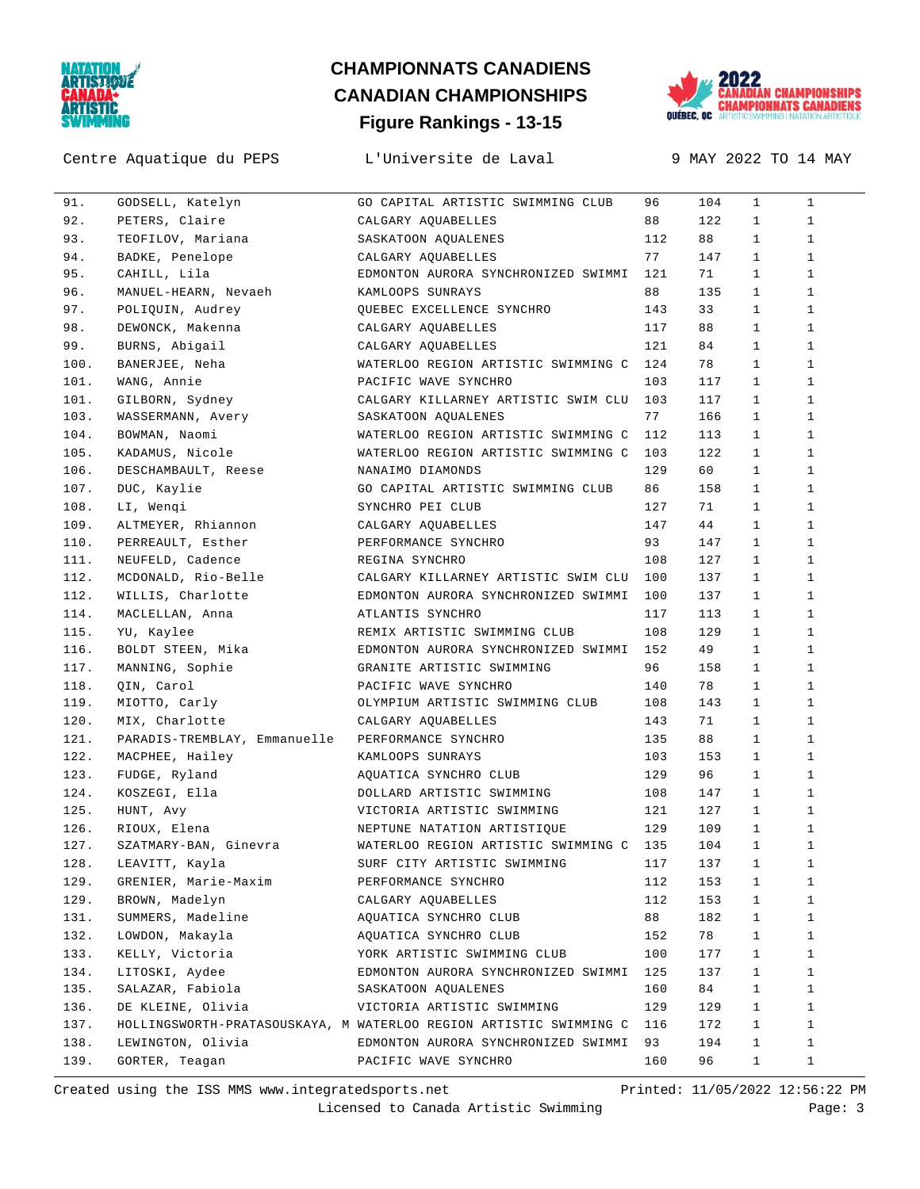# CHAMPIONNATS CANADIENS
# CANADIAN CHAMPIONSHIPS
## Figure Rankings - 13-15

Centre Aquatique du PEPS    L'Universite de Laval    9 MAY 2022 TO 14 MAY

| | | | | | | |
|---|---|---|---|---|---|---|
| 91. | GODSELL, Katelyn | GO CAPITAL ARTISTIC SWIMMING CLUB | 96 | 104 | 1 | 1 |
| 92. | PETERS, Claire | CALGARY AQUABELLES | 88 | 122 | 1 | 1 |
| 93. | TEOFILOV, Mariana | SASKATOON AQUALENES | 112 | 88 | 1 | 1 |
| 94. | BADKE, Penelope | CALGARY AQUABELLES | 77 | 147 | 1 | 1 |
| 95. | CAHILL, Lila | EDMONTON AURORA SYNCHRONIZED SWIMMI | 121 | 71 | 1 | 1 |
| 96. | MANUEL-HEARN, Nevaeh | KAMLOOPS SUNRAYS | 88 | 135 | 1 | 1 |
| 97. | POLIQUIN, Audrey | QUEBEC EXCELLENCE SYNCHRO | 143 | 33 | 1 | 1 |
| 98. | DEWONCK, Makenna | CALGARY AQUABELLES | 117 | 88 | 1 | 1 |
| 99. | BURNS, Abigail | CALGARY AQUABELLES | 121 | 84 | 1 | 1 |
| 100. | BANERJEE, Neha | WATERLOO REGION ARTISTIC SWIMMING C | 124 | 78 | 1 | 1 |
| 101. | WANG, Annie | PACIFIC WAVE SYNCHRO | 103 | 117 | 1 | 1 |
| 101. | GILBORN, Sydney | CALGARY KILLARNEY ARTISTIC SWIM CLU | 103 | 117 | 1 | 1 |
| 103. | WASSERMANN, Avery | SASKATOON AQUALENES | 77 | 166 | 1 | 1 |
| 104. | BOWMAN, Naomi | WATERLOO REGION ARTISTIC SWIMMING C | 112 | 113 | 1 | 1 |
| 105. | KADAMUS, Nicole | WATERLOO REGION ARTISTIC SWIMMING C | 103 | 122 | 1 | 1 |
| 106. | DESCHAMBAULT, Reese | NANAIMO DIAMONDS | 129 | 60 | 1 | 1 |
| 107. | DUC, Kaylie | GO CAPITAL ARTISTIC SWIMMING CLUB | 86 | 158 | 1 | 1 |
| 108. | LI, Wenqi | SYNCHRO PEI CLUB | 127 | 71 | 1 | 1 |
| 109. | ALTMEYER, Rhiannon | CALGARY AQUABELLES | 147 | 44 | 1 | 1 |
| 110. | PERREAULT, Esther | PERFORMANCE SYNCHRO | 93 | 147 | 1 | 1 |
| 111. | NEUFELD, Cadence | REGINA SYNCHRO | 108 | 127 | 1 | 1 |
| 112. | MCDONALD, Rio-Belle | CALGARY KILLARNEY ARTISTIC SWIM CLU | 100 | 137 | 1 | 1 |
| 112. | WILLIS, Charlotte | EDMONTON AURORA SYNCHRONIZED SWIMMI | 100 | 137 | 1 | 1 |
| 114. | MACLELLAN, Anna | ATLANTIS SYNCHRO | 117 | 113 | 1 | 1 |
| 115. | YU, Kaylee | REMIX ARTISTIC SWIMMING CLUB | 108 | 129 | 1 | 1 |
| 116. | BOLDT STEEN, Mika | EDMONTON AURORA SYNCHRONIZED SWIMMI | 152 | 49 | 1 | 1 |
| 117. | MANNING, Sophie | GRANITE ARTISTIC SWIMMING | 96 | 158 | 1 | 1 |
| 118. | QIN, Carol | PACIFIC WAVE SYNCHRO | 140 | 78 | 1 | 1 |
| 119. | MIOTTO, Carly | OLYMPIUM ARTISTIC SWIMMING CLUB | 108 | 143 | 1 | 1 |
| 120. | MIX, Charlotte | CALGARY AQUABELLES | 143 | 71 | 1 | 1 |
| 121. | PARADIS-TREMBLAY, Emmanuelle | PERFORMANCE SYNCHRO | 135 | 88 | 1 | 1 |
| 122. | MACPHEE, Hailey | KAMLOOPS SUNRAYS | 103 | 153 | 1 | 1 |
| 123. | FUDGE, Ryland | AQUATICA SYNCHRO CLUB | 129 | 96 | 1 | 1 |
| 124. | KOSZEGI, Ella | DOLLARD ARTISTIC SWIMMING | 108 | 147 | 1 | 1 |
| 125. | HUNT, Avy | VICTORIA ARTISTIC SWIMMING | 121 | 127 | 1 | 1 |
| 126. | RIOUX, Elena | NEPTUNE NATATION ARTISTIQUE | 129 | 109 | 1 | 1 |
| 127. | SZATMARY-BAN, Ginevra | WATERLOO REGION ARTISTIC SWIMMING C | 135 | 104 | 1 | 1 |
| 128. | LEAVITT, Kayla | SURF CITY ARTISTIC SWIMMING | 117 | 137 | 1 | 1 |
| 129. | GRENIER, Marie-Maxim | PERFORMANCE SYNCHRO | 112 | 153 | 1 | 1 |
| 129. | BROWN, Madelyn | CALGARY AQUABELLES | 112 | 153 | 1 | 1 |
| 131. | SUMMERS, Madeline | AQUATICA SYNCHRO CLUB | 88 | 182 | 1 | 1 |
| 132. | LOWDON, Makayla | AQUATICA SYNCHRO CLUB | 152 | 78 | 1 | 1 |
| 133. | KELLY, Victoria | YORK ARTISTIC SWIMMING CLUB | 100 | 177 | 1 | 1 |
| 134. | LITOSKI, Aydee | EDMONTON AURORA SYNCHRONIZED SWIMMI | 125 | 137 | 1 | 1 |
| 135. | SALAZAR, Fabiola | SASKATOON AQUALENES | 160 | 84 | 1 | 1 |
| 136. | DE KLEINE, Olivia | VICTORIA ARTISTIC SWIMMING | 129 | 129 | 1 | 1 |
| 137. | HOLLINGSWORTH-PRATASOUSKAYA, M | WATERLOO REGION ARTISTIC SWIMMING C | 116 | 172 | 1 | 1 |
| 138. | LEWINGTON, Olivia | EDMONTON AURORA SYNCHRONIZED SWIMMI | 93 | 194 | 1 | 1 |
| 139. | GORTER, Teagan | PACIFIC WAVE SYNCHRO | 160 | 96 | 1 | 1 |

Created using the ISS MMS www.integratedsports.net    Printed: 11/05/2022 12:56:22 PM

Licensed to Canada Artistic Swimming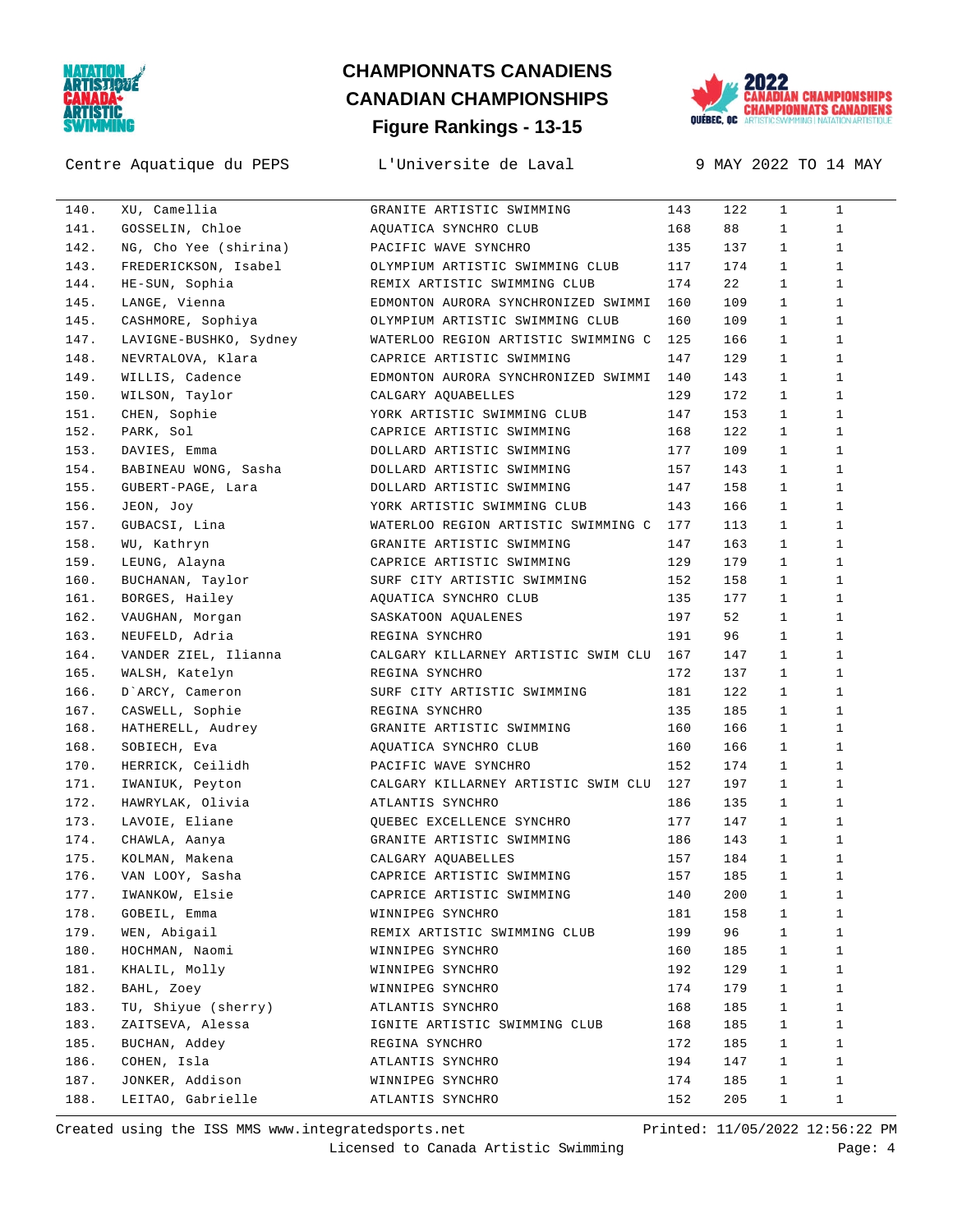# CHAMPIONNATS CANADIENS
# CANADIAN CHAMPIONSHIPS
## Figure Rankings - 13-15

Centre Aquatique du PEPS — L'Universite de Laval — 9 MAY 2022 TO 14 MAY

| Rank | Name | Club | | | | |
|---|---|---|---|---|---|---|
| 140. | XU, Camellia | GRANITE ARTISTIC SWIMMING | 143 | 122 | 1 | 1 |
| 141. | GOSSELIN, Chloe | AQUATICA SYNCHRO CLUB | 168 | 88 | 1 | 1 |
| 142. | NG, Cho Yee (shirina) | PACIFIC WAVE SYNCHRO | 135 | 137 | 1 | 1 |
| 143. | FREDERICKSON, Isabel | OLYMPIUM ARTISTIC SWIMMING CLUB | 117 | 174 | 1 | 1 |
| 144. | HE-SUN, Sophia | REMIX ARTISTIC SWIMMING CLUB | 174 | 22 | 1 | 1 |
| 145. | LANGE, Vienna | EDMONTON AURORA SYNCHRONIZED SWIMMI | 160 | 109 | 1 | 1 |
| 145. | CASHMORE, Sophiya | OLYMPIUM ARTISTIC SWIMMING CLUB | 160 | 109 | 1 | 1 |
| 147. | LAVIGNE-BUSHKO, Sydney | WATERLOO REGION ARTISTIC SWIMMING C | 125 | 166 | 1 | 1 |
| 148. | NEVRTALOVA, Klara | CAPRICE ARTISTIC SWIMMING | 147 | 129 | 1 | 1 |
| 149. | WILLIS, Cadence | EDMONTON AURORA SYNCHRONIZED SWIMMI | 140 | 143 | 1 | 1 |
| 150. | WILSON, Taylor | CALGARY AQUABELLES | 129 | 172 | 1 | 1 |
| 151. | CHEN, Sophie | YORK ARTISTIC SWIMMING CLUB | 147 | 153 | 1 | 1 |
| 152. | PARK, Sol | CAPRICE ARTISTIC SWIMMING | 168 | 122 | 1 | 1 |
| 153. | DAVIES, Emma | DOLLARD ARTISTIC SWIMMING | 177 | 109 | 1 | 1 |
| 154. | BABINEAU WONG, Sasha | DOLLARD ARTISTIC SWIMMING | 157 | 143 | 1 | 1 |
| 155. | GUBERT-PAGE, Lara | DOLLARD ARTISTIC SWIMMING | 147 | 158 | 1 | 1 |
| 156. | JEON, Joy | YORK ARTISTIC SWIMMING CLUB | 143 | 166 | 1 | 1 |
| 157. | GUBACSI, Lina | WATERLOO REGION ARTISTIC SWIMMING C | 177 | 113 | 1 | 1 |
| 158. | WU, Kathryn | GRANITE ARTISTIC SWIMMING | 147 | 163 | 1 | 1 |
| 159. | LEUNG, Alayna | CAPRICE ARTISTIC SWIMMING | 129 | 179 | 1 | 1 |
| 160. | BUCHANAN, Taylor | SURF CITY ARTISTIC SWIMMING | 152 | 158 | 1 | 1 |
| 161. | BORGES, Hailey | AQUATICA SYNCHRO CLUB | 135 | 177 | 1 | 1 |
| 162. | VAUGHAN, Morgan | SASKATOON AQUALENES | 197 | 52 | 1 | 1 |
| 163. | NEUFELD, Adria | REGINA SYNCHRO | 191 | 96 | 1 | 1 |
| 164. | VANDER ZIEL, Ilianna | CALGARY KILLARNEY ARTISTIC SWIM CLU | 167 | 147 | 1 | 1 |
| 165. | WALSH, Katelyn | REGINA SYNCHRO | 172 | 137 | 1 | 1 |
| 166. | D`ARCY, Cameron | SURF CITY ARTISTIC SWIMMING | 181 | 122 | 1 | 1 |
| 167. | CASWELL, Sophie | REGINA SYNCHRO | 135 | 185 | 1 | 1 |
| 168. | HATHERELL, Audrey | GRANITE ARTISTIC SWIMMING | 160 | 166 | 1 | 1 |
| 168. | SOBIECH, Eva | AQUATICA SYNCHRO CLUB | 160 | 166 | 1 | 1 |
| 170. | HERRICK, Ceilidh | PACIFIC WAVE SYNCHRO | 152 | 174 | 1 | 1 |
| 171. | IWANIUK, Peyton | CALGARY KILLARNEY ARTISTIC SWIM CLU | 127 | 197 | 1 | 1 |
| 172. | HAWRYLAK, Olivia | ATLANTIS SYNCHRO | 186 | 135 | 1 | 1 |
| 173. | LAVOIE, Eliane | QUEBEC EXCELLENCE SYNCHRO | 177 | 147 | 1 | 1 |
| 174. | CHAWLA, Aanya | GRANITE ARTISTIC SWIMMING | 186 | 143 | 1 | 1 |
| 175. | KOLMAN, Makena | CALGARY AQUABELLES | 157 | 184 | 1 | 1 |
| 176. | VAN LOOY, Sasha | CAPRICE ARTISTIC SWIMMING | 157 | 185 | 1 | 1 |
| 177. | IWANKOW, Elsie | CAPRICE ARTISTIC SWIMMING | 140 | 200 | 1 | 1 |
| 178. | GOBEIL, Emma | WINNIPEG SYNCHRO | 181 | 158 | 1 | 1 |
| 179. | WEN, Abigail | REMIX ARTISTIC SWIMMING CLUB | 199 | 96 | 1 | 1 |
| 180. | HOCHMAN, Naomi | WINNIPEG SYNCHRO | 160 | 185 | 1 | 1 |
| 181. | KHALIL, Molly | WINNIPEG SYNCHRO | 192 | 129 | 1 | 1 |
| 182. | BAHL, Zoey | WINNIPEG SYNCHRO | 174 | 179 | 1 | 1 |
| 183. | TU, Shiyue (sherry) | ATLANTIS SYNCHRO | 168 | 185 | 1 | 1 |
| 183. | ZAITSEVA, Alessa | IGNITE ARTISTIC SWIMMING CLUB | 168 | 185 | 1 | 1 |
| 185. | BUCHAN, Addey | REGINA SYNCHRO | 172 | 185 | 1 | 1 |
| 186. | COHEN, Isla | ATLANTIS SYNCHRO | 194 | 147 | 1 | 1 |
| 187. | JONKER, Addison | WINNIPEG SYNCHRO | 174 | 185 | 1 | 1 |
| 188. | LEITAO, Gabrielle | ATLANTIS SYNCHRO | 152 | 205 | 1 | 1 |

Created using the ISS MMS www.integratedsports.net — Printed: 11/05/2022 12:56:22 PM
Licensed to Canada Artistic Swimming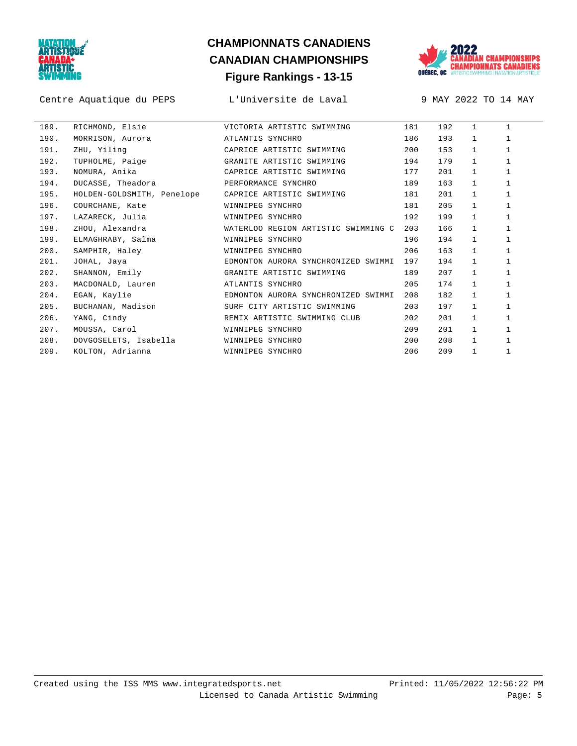# CHAMPIONNATS CANADIENS
# CANADIAN CHAMPIONSHIPS
## Figure Rankings - 13-15

Centre Aquatique du PEPS | L'Universite de Laval | 9 MAY 2022 TO 14 MAY

| | | | | | | |
|---|---|---|---|---|---|---|
| 189. | RICHMOND, Elsie | VICTORIA ARTISTIC SWIMMING | 181 | 192 | 1 | 1 |
| 190. | MORRISON, Aurora | ATLANTIS SYNCHRO | 186 | 193 | 1 | 1 |
| 191. | ZHU, Yiling | CAPRICE ARTISTIC SWIMMING | 200 | 153 | 1 | 1 |
| 192. | TUPHOLME, Paige | GRANITE ARTISTIC SWIMMING | 194 | 179 | 1 | 1 |
| 193. | NOMURA, Anika | CAPRICE ARTISTIC SWIMMING | 177 | 201 | 1 | 1 |
| 194. | DUCASSE, Theadora | PERFORMANCE SYNCHRO | 189 | 163 | 1 | 1 |
| 195. | HOLDEN-GOLDSMITH, Penelope | CAPRICE ARTISTIC SWIMMING | 181 | 201 | 1 | 1 |
| 196. | COURCHANE, Kate | WINNIPEG SYNCHRO | 181 | 205 | 1 | 1 |
| 197. | LAZARECK, Julia | WINNIPEG SYNCHRO | 192 | 199 | 1 | 1 |
| 198. | ZHOU, Alexandra | WATERLOO REGION ARTISTIC SWIMMING C | 203 | 166 | 1 | 1 |
| 199. | ELMAGHRABY, Salma | WINNIPEG SYNCHRO | 196 | 194 | 1 | 1 |
| 200. | SAMPHIR, Haley | WINNIPEG SYNCHRO | 206 | 163 | 1 | 1 |
| 201. | JOHAL, Jaya | EDMONTON AURORA SYNCHRONIZED SWIMMI | 197 | 194 | 1 | 1 |
| 202. | SHANNON, Emily | GRANITE ARTISTIC SWIMMING | 189 | 207 | 1 | 1 |
| 203. | MACDONALD, Lauren | ATLANTIS SYNCHRO | 205 | 174 | 1 | 1 |
| 204. | EGAN, Kaylie | EDMONTON AURORA SYNCHRONIZED SWIMMI | 208 | 182 | 1 | 1 |
| 205. | BUCHANAN, Madison | SURF CITY ARTISTIC SWIMMING | 203 | 197 | 1 | 1 |
| 206. | YANG, Cindy | REMIX ARTISTIC SWIMMING CLUB | 202 | 201 | 1 | 1 |
| 207. | MOUSSA, Carol | WINNIPEG SYNCHRO | 209 | 201 | 1 | 1 |
| 208. | DOVGOSELETS, Isabella | WINNIPEG SYNCHRO | 200 | 208 | 1 | 1 |
| 209. | KOLTON, Adrianna | WINNIPEG SYNCHRO | 206 | 209 | 1 | 1 |

Created using the ISS MMS www.integratedsports.net | Printed: 11/05/2022 12:56:22 PM

Licensed to Canada Artistic Swimming